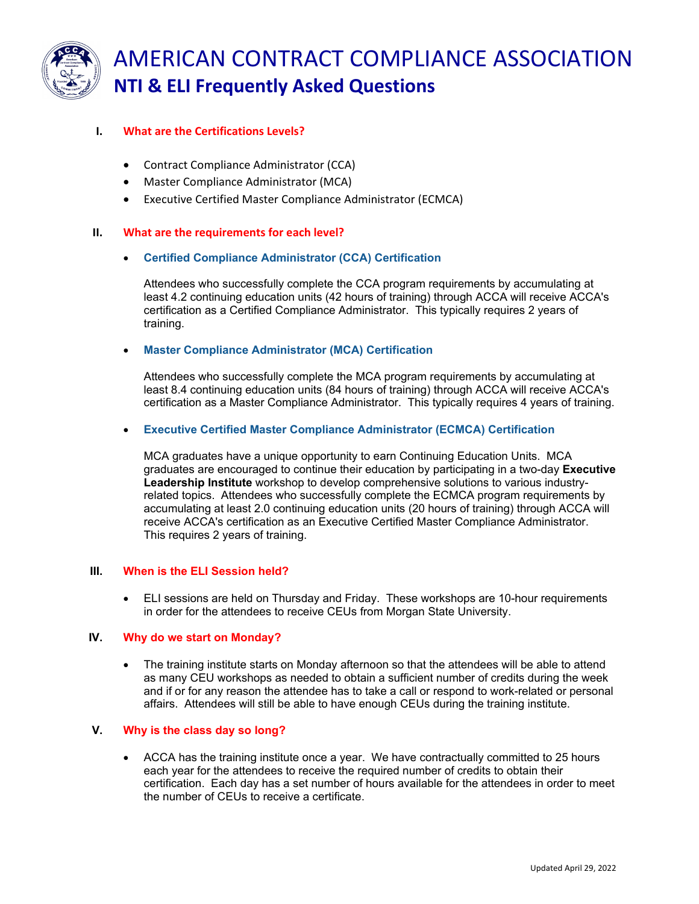# AMERICAN CONTRACT COMPLIANCE ASSOCIATION
## NTI & ELI Frequently Asked Questions

### I. What are the Certifications Levels?

- Contract Compliance Administrator (CCA)
- Master Compliance Administrator (MCA)
- Executive Certified Master Compliance Administrator (ECMCA)

### II. What are the requirements for each level?

- **Certified Compliance Administrator (CCA) Certification**

  Attendees who successfully complete the CCA program requirements by accumulating at least 4.2 continuing education units (42 hours of training) through ACCA will receive ACCA's certification as a Certified Compliance Administrator. This typically requires 2 years of training.

- **Master Compliance Administrator (MCA) Certification**

  Attendees who successfully complete the MCA program requirements by accumulating at least 8.4 continuing education units (84 hours of training) through ACCA will receive ACCA's certification as a Master Compliance Administrator. This typically requires 4 years of training.

- **Executive Certified Master Compliance Administrator (ECMCA) Certification**

  MCA graduates have a unique opportunity to earn Continuing Education Units. MCA graduates are encouraged to continue their education by participating in a two-day **Executive Leadership Institute** workshop to develop comprehensive solutions to various industry-related topics. Attendees who successfully complete the ECMCA program requirements by accumulating at least 2.0 continuing education units (20 hours of training) through ACCA will receive ACCA's certification as an Executive Certified Master Compliance Administrator. This requires 2 years of training.

### III. When is the ELI Session held?

- ELI sessions are held on Thursday and Friday. These workshops are 10-hour requirements in order for the attendees to receive CEUs from Morgan State University.

### IV. Why do we start on Monday?

- The training institute starts on Monday afternoon so that the attendees will be able to attend as many CEU workshops as needed to obtain a sufficient number of credits during the week and if or for any reason the attendee has to take a call or respond to work-related or personal affairs. Attendees will still be able to have enough CEUs during the training institute.

### V. Why is the class day so long?

- ACCA has the training institute once a year. We have contractually committed to 25 hours each year for the attendees to receive the required number of credits to obtain their certification. Each day has a set number of hours available for the attendees in order to meet the number of CEUs to receive a certificate.

Updated April 29, 2022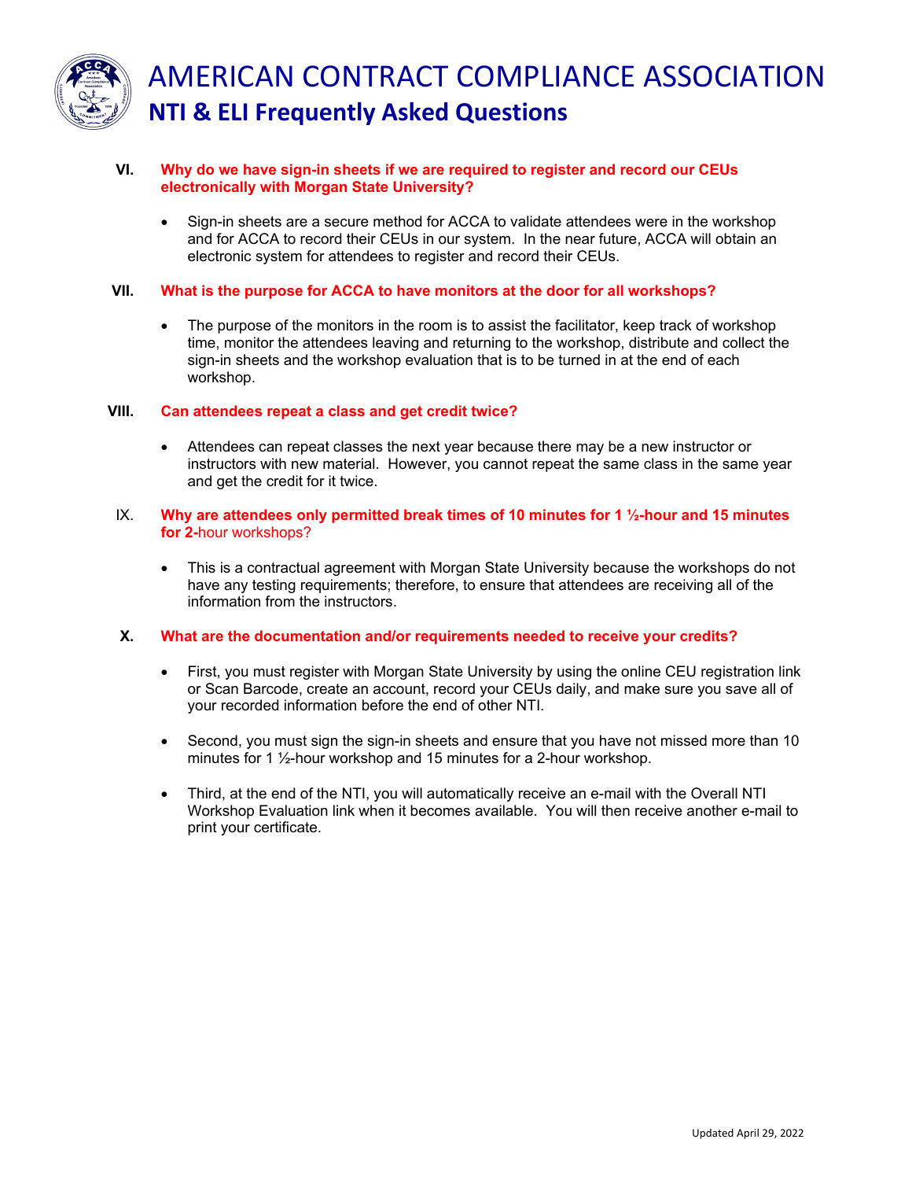# AMERICAN CONTRACT COMPLIANCE ASSOCIATION

## NTI & ELI Frequently Asked Questions

### VI. Why do we have sign-in sheets if we are required to register and record our CEUs electronically with Morgan State University?

- Sign-in sheets are a secure method for ACCA to validate attendees were in the workshop and for ACCA to record their CEUs in our system. In the near future, ACCA will obtain an electronic system for attendees to register and record their CEUs.

### VII. What is the purpose for ACCA to have monitors at the door for all workshops?

- The purpose of the monitors in the room is to assist the facilitator, keep track of workshop time, monitor the attendees leaving and returning to the workshop, distribute and collect the sign-in sheets and the workshop evaluation that is to be turned in at the end of each workshop.

### VIII. Can attendees repeat a class and get credit twice?

- Attendees can repeat classes the next year because there may be a new instructor or instructors with new material. However, you cannot repeat the same class in the same year and get the credit for it twice.

### IX. Why are attendees only permitted break times of 10 minutes for 1 ½-hour and 15 minutes for 2-hour workshops?

- This is a contractual agreement with Morgan State University because the workshops do not have any testing requirements; therefore, to ensure that attendees are receiving all of the information from the instructors.

### X. What are the documentation and/or requirements needed to receive your credits?

- First, you must register with Morgan State University by using the online CEU registration link or Scan Barcode, create an account, record your CEUs daily, and make sure you save all of your recorded information before the end of other NTI.

- Second, you must sign the sign-in sheets and ensure that you have not missed more than 10 minutes for 1 ½-hour workshop and 15 minutes for a 2-hour workshop.

- Third, at the end of the NTI, you will automatically receive an e-mail with the Overall NTI Workshop Evaluation link when it becomes available. You will then receive another e-mail to print your certificate.

Updated April 29, 2022